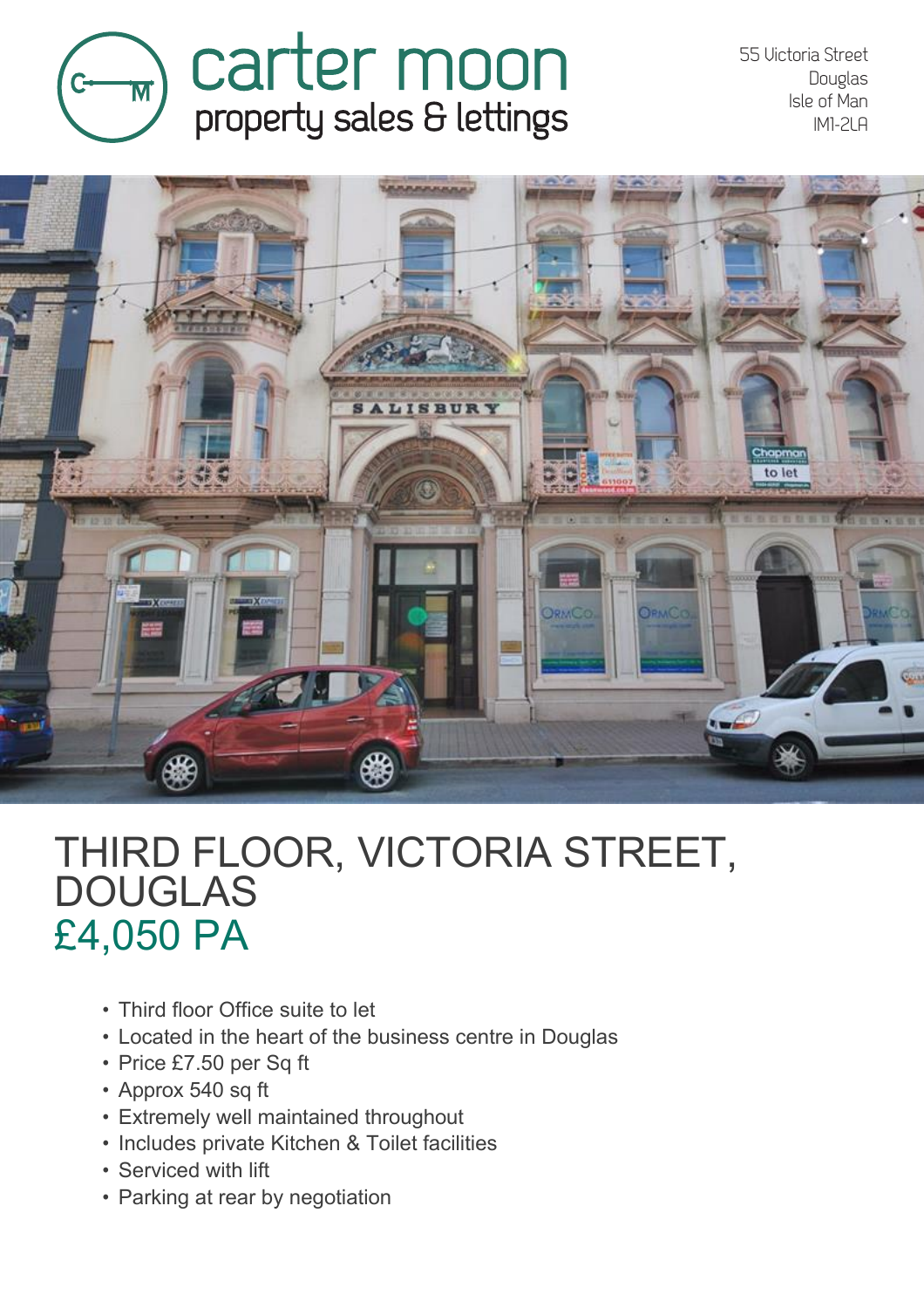carter moon
property sales & lettings

55 Victoria Street
Douglas
Isle of Man
IM1-2LA

# THIRD FLOOR, VICTORIA STREET, DOUGLAS

## £4,050 PA

- Third floor Office suite to let
- Located in the heart of the business centre in Douglas
- Price £7.50 per Sq ft
- Approx 540 sq ft
- Extremely well maintained throughout
- Includes private Kitchen & Toilet facilities
- Serviced with lift
- Parking at rear by negotiation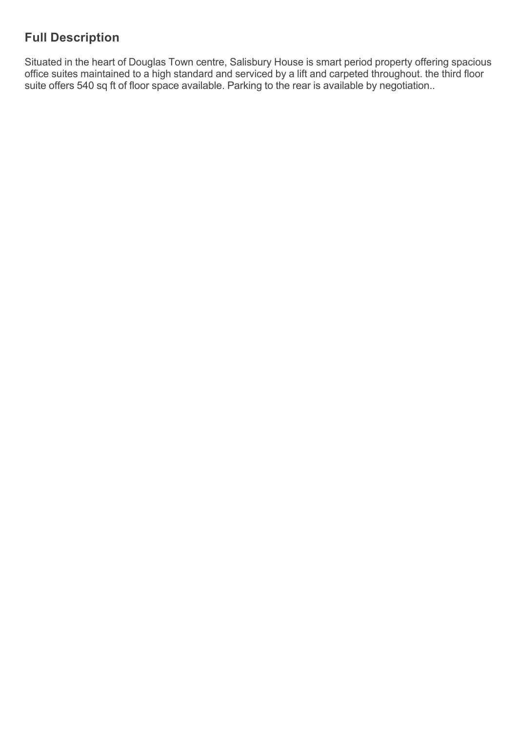## Full Description

Situated in the heart of Douglas Town centre, Salisbury House is smart period property offering spacious office suites maintained to a high standard and serviced by a lift and carpeted throughout. the third floor suite offers 540 sq ft of floor space available. Parking to the rear is available by negotiation..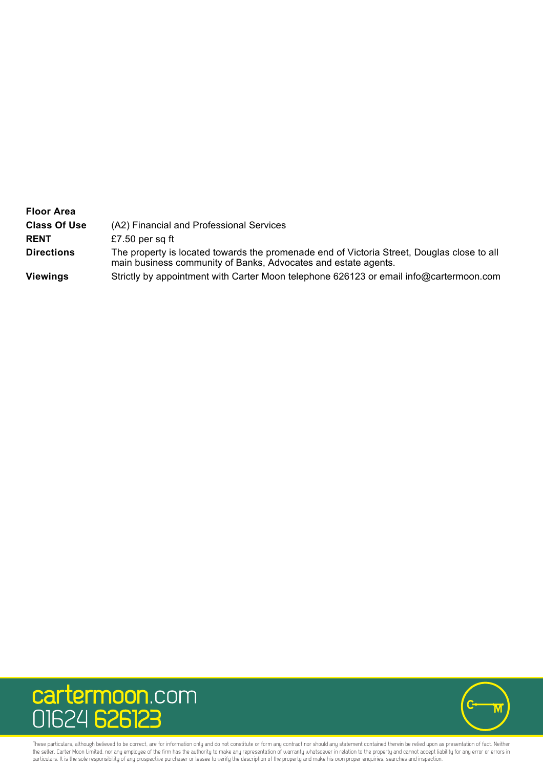| | |
|---|---|
| **Floor Area** | |
| **Class Of Use** | (A2) Financial and Professional Services |
| **RENT** | £7.50 per sq ft |
| **Directions** | The property is located towards the promenade end of Victoria Street, Douglas close to all main business community of Banks, Advocates and estate agents. |
| **Viewings** | Strictly by appointment with Carter Moon telephone 626123 or email info@cartermoon.com |

cartermoon.com
01624 626123

These particulars, although believed to be correct, are for information only and do not constitute or form any contract nor should any statement contained therein be relied upon as presentation of fact. Neither the seller, Carter Moon Limited, nor any employee of the firm has the authority to make any representation of warranty whatsoever in relation to the property and cannot accept liability for any error or errors in particulars. It is the sole responsibility of any prospective purchaser or lessee to verify the description of the property and make his own proper enquiries, searches and inspection.